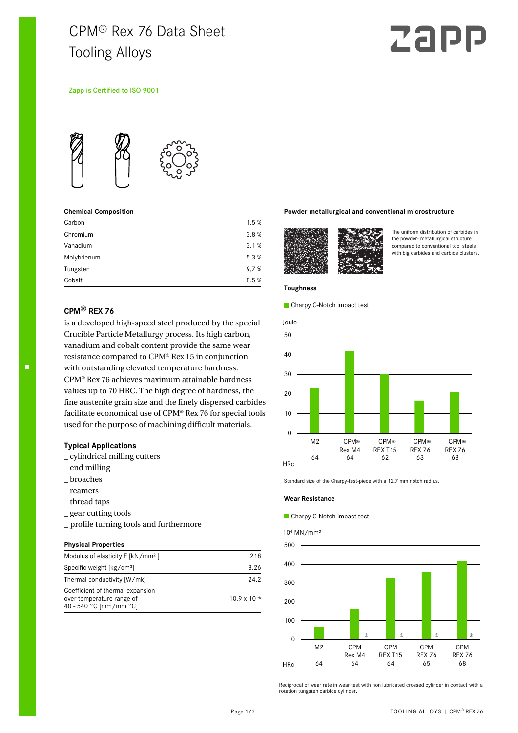# CPM® Rex 76 Data Sheet
# Tooling Alloys

Zapp is Certified to ISO 9001

### Chemical Composition

| Element | Content |
|---|---|
| Carbon | 1.5 % |
| Chromium | 3.8 % |
| Vanadium | 3.1 % |
| Molybdenum | 5.3 % |
| Tungsten | 9,7 % |
| Cobalt | 8.5 % |

## CPM® REX 76

is a developed high-speed steel produced by the special Crucible Particle Metallurgy process. Its high carbon, vanadium and cobalt content provide the same wear resistance compared to CPM® Rex 15 in conjunction with outstanding elevated temperature hardness. CPM® Rex 76 achieves maximum attainable hardness values up to 70 HRC. The high degree of hardness, the fine austenite grain size and the finely dispersed carbides facilitate economical use of CPM® Rex 76 for special tools used for the purpose of machining difficult materials.

### Typical Applications

_ cylindrical milling cutters
_ end milling
_ broaches
_ reamers
_ thread taps
_ gear cutting tools
_ profile turning tools and furthermore

### Physical Properties

| Property | Value |
|---|---|
| Modulus of elasticity E [kN/mm² ] | 218 |
| Specific weight [kg/dm³] | 8.26 |
| Thermal conductivity [W/mk] | 24.2 |
| Coefficient of thermal expansion over temperature range of 40 - 540 °C [mm/mm °C] | $10.9 \times 10^{-6}$ |

### Powder metallurgical and conventional microstructure

The uniform distribution of carbides in the powder- metallurgical structure compared to conventional tool steels with big carbides and carbide clusters.

### Toughness

Charpy C-Notch impact test

Joule

| | M2 | CPM® Rex M4 | CPM® REX T15 | CPM® REX 76 | CPM® REX 76 |
|---|---|---|---|---|---|
| HRc | 64 | 64 | 62 | 63 | 68 |

Standard size of the Charpy-test-piece with a 12.7 mm notch radius.

### Wear Resistance

Charpy C-Notch impact test

$10^4$ MN/mm²

| | M2 | CPM® Rex M4 | CPM® REX T15 | CPM® REX 76 | CPM® REX 76 |
|---|---|---|---|---|---|
| HRc | 64 | 64 | 64 | 65 | 68 |

Reciprocal of wear rate in wear test with non lubricated crossed cylinder in contact with a rotation tungsten carbide cylinder.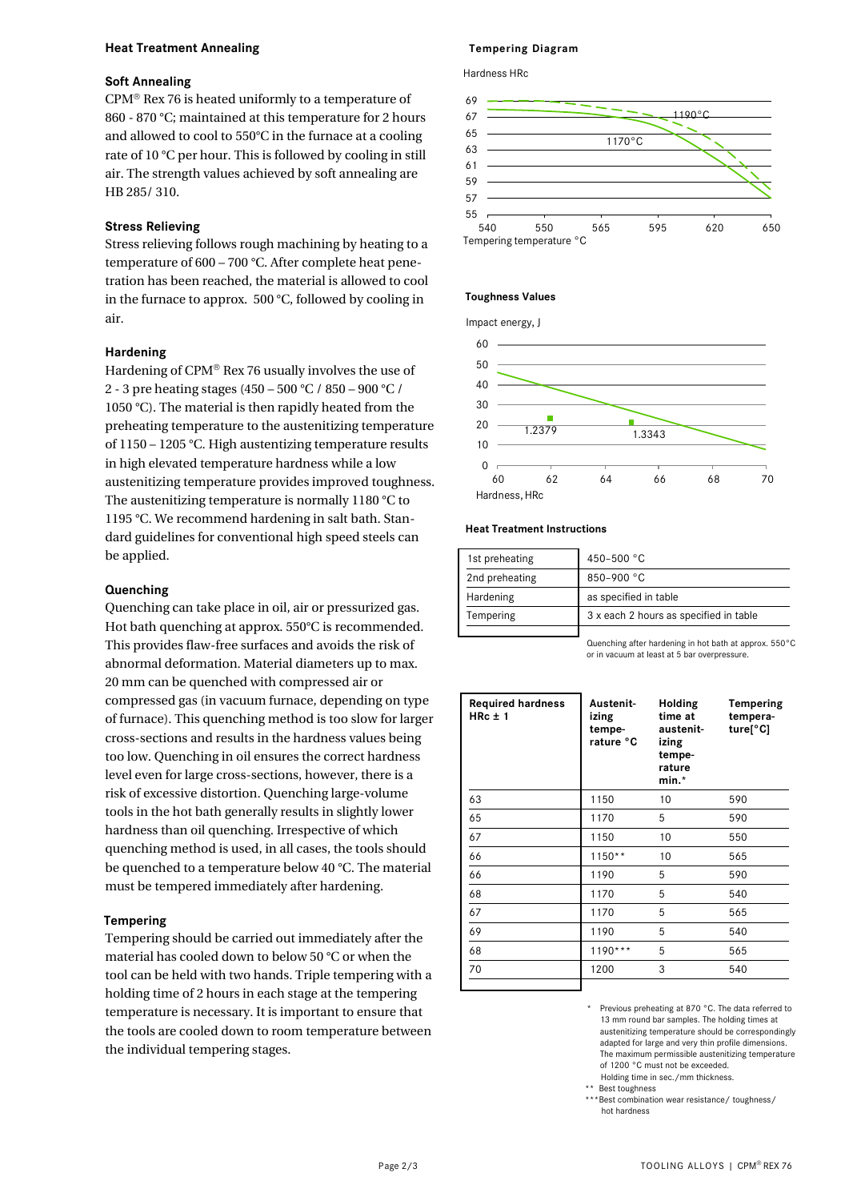## Heat Treatment Annealing

### Soft Annealing

CPM® Rex 76 is heated uniformly to a temperature of 860 - 870 °C; maintained at this temperature for 2 hours and allowed to cool to 550°C in the furnace at a cooling rate of 10 °C per hour. This is followed by cooling in still air. The strength values achieved by soft annealing are HB 285/ 310.

### Stress Relieving

Stress relieving follows rough machining by heating to a temperature of 600 – 700 °C. After complete heat penetration has been reached, the material is allowed to cool in the furnace to approx. 500 °C, followed by cooling in air.

### Hardening

Hardening of CPM® Rex 76 usually involves the use of 2 - 3 pre heating stages (450 – 500 °C / 850 – 900 °C / 1050 °C). The material is then rapidly heated from the preheating temperature to the austenitizing temperature of 1150 – 1205 °C. High austentizing temperature results in high elevated temperature hardness while a low austenitizing temperature provides improved toughness. The austenitizing temperature is normally 1180 °C to 1195 °C. We recommend hardening in salt bath. Standard guidelines for conventional high speed steels can be applied.

### Quenching

Quenching can take place in oil, air or pressurized gas. Hot bath quenching at approx. 550°C is recommended. This provides flaw-free surfaces and avoids the risk of abnormal deformation. Material diameters up to max. 20 mm can be quenched with compressed air or compressed gas (in vacuum furnace, depending on type of furnace). This quenching method is too slow for larger cross-sections and results in the hardness values being too low. Quenching in oil ensures the correct hardness level even for large cross-sections, however, there is a risk of excessive distortion. Quenching large-volume tools in the hot bath generally results in slightly lower hardness than oil quenching. Irrespective of which quenching method is used, in all cases, the tools should be quenched to a temperature below 40 °C. The material must be tempered immediately after hardening.

### Tempering

Tempering should be carried out immediately after the material has cooled down to below 50 °C or when the tool can be held with two hands. Triple tempering with a holding time of 2 hours in each stage at the tempering temperature is necessary. It is important to ensure that the tools are cooled down to room temperature between the individual tempering stages.

### Tempering Diagram

Hardness HRc

Curves: 1190°C, 1170°C

Tempering temperature °C (540, 550, 565, 595, 620, 650); Hardness HRc (55–69)

### Toughness Values

Impact energy, J

Points: 1.2379, 1.3343

Hardness, HRc (60–70); Impact energy, J (0–60)

### Heat Treatment Instructions

| | |
|---|---|
| 1st preheating | 450–500 °C |
| 2nd preheating | 850–900 °C |
| Hardening | as specified in table |
| Tempering | 3 x each 2 hours as specified in table |

Quenching after hardening in hot bath at approx. 550°C or in vacuum at least at 5 bar overpressure.

| Required hardness HRc ± 1 | Austenitizing temperature °C | Holding time at austenitizing temperature min.* | Tempering temperature[°C] |
|---|---|---|---|
| 63 | 1150 | 10 | 590 |
| 65 | 1170 | 5 | 590 |
| 67 | 1150 | 10 | 550 |
| 66 | 1150** | 10 | 565 |
| 66 | 1190 | 5 | 590 |
| 68 | 1170 | 5 | 540 |
| 67 | 1170 | 5 | 565 |
| 69 | 1190 | 5 | 540 |
| 68 | 1190*** | 5 | 565 |
| 70 | 1200 | 3 | 540 |

\* Previous preheating at 870 °C. The data referred to 13 mm round bar samples. The holding times at austenitizing temperature should be correspondingly adapted for large and very thin profile dimensions. The maximum permissible austenitizing temperature of 1200 °C must not be exceeded. Holding time in sec./mm thickness.

** Best toughness

*** Best combination wear resistance/ toughness/ hot hardness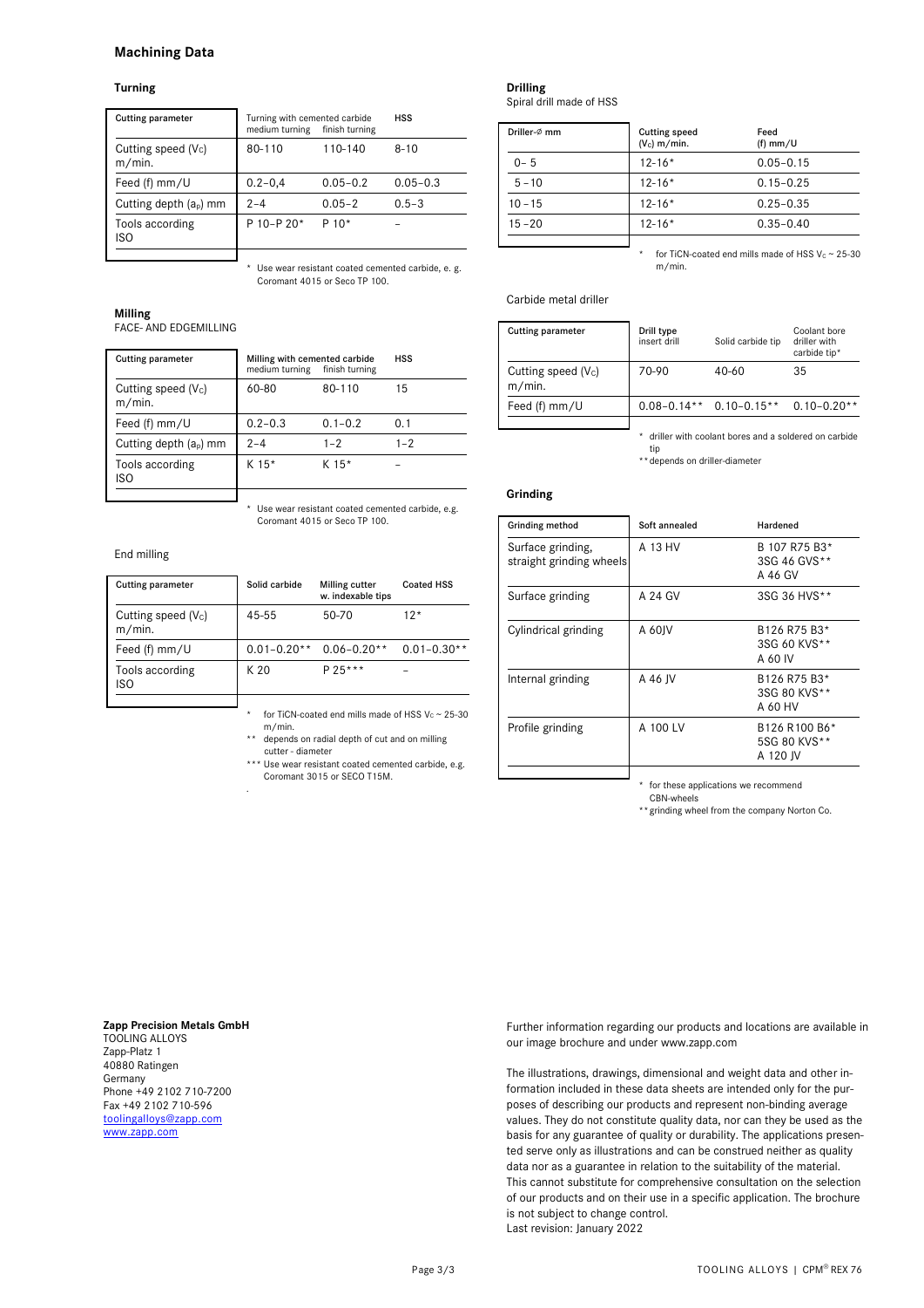## Machining Data

### Turning

| Cutting parameter | Turning with cemented carbide medium turning | finish turning | HSS |
|---|---|---|---|
| Cutting speed ($V_C$) m/min. | 80-110 | 110-140 | 8-10 |
| Feed (f) mm/U | 0.2–0,4 | 0.05–0.2 | 0.05–0.3 |
| Cutting depth ($a_p$) mm | 2–4 | 0.05–2 | 0.5–3 |
| Tools according ISO | P 10–P 20* | P 10* | – |

* Use wear resistant coated cemented carbide, e. g. Coromant 4015 or Seco TP 100.

### Milling

FACE- AND EDGEMILLING

| Cutting parameter | Milling with cemented carbide medium turning | finish turning | HSS |
|---|---|---|---|
| Cutting speed ($V_C$) m/min. | 60-80 | 80-110 | 15 |
| Feed (f) mm/U | 0.2–0.3 | 0.1–0.2 | 0.1 |
| Cutting depth ($a_p$) mm | 2–4 | 1–2 | 1–2 |
| Tools according ISO | K 15* | K 15* | – |

* Use wear resistant coated cemented carbide, e.g. Coromant 4015 or Seco TP 100.

End milling

| Cutting parameter | Solid carbide | Milling cutter w. indexable tips | Coated HSS |
|---|---|---|---|
| Cutting speed ($V_C$) m/min. | 45-55 | 50-70 | 12* |
| Feed (f) mm/U | 0.01–0.20** | 0.06–0.20** | 0.01–0.30** |
| Tools according ISO | K 20 | P 25*** | – |

* for TiCN-coated end mills made of HSS $V_c$ ~ 25-30 m/min.
** depends on radial depth of cut and on milling cutter - diameter
*** Use wear resistant coated cemented carbide, e.g. Coromant 3015 or SECO T15M.

### Drilling

Spiral drill made of HSS

| Driller-∅ mm | Cutting speed ($V_C$) m/min. | Feed (f) mm/U |
|---|---|---|
| 0– 5 | 12-16* | 0.05–0.15 |
| 5 – 10 | 12-16* | 0.15–0.25 |
| 10 – 15 | 12-16* | 0.25–0.35 |
| 15 – 20 | 12-16* | 0.35–0.40 |

* for TiCN-coated end mills made of HSS $V_c$ ~ 25-30 m/min.

Carbide metal driller

| Cutting parameter | Drill type insert drill | Solid carbide tip | Coolant bore driller with carbide tip* |
|---|---|---|---|
| Cutting speed ($V_C$) m/min. | 70-90 | 40-60 | 35 |
| Feed (f) mm/U | 0.08–0.14** | 0.10–0.15** | 0.10–0.20** |

* driller with coolant bores and a soldered on carbide tip
** depends on driller-diameter

### Grinding

| Grinding method | Soft annealed | Hardened |
|---|---|---|
| Surface grinding, straight grinding wheels | A 13 HV | B 107 R75 B3*<br>3SG 46 GVS**<br>A 46 GV |
| Surface grinding | A 24 GV | 3SG 36 HVS** |
| Cylindrical grinding | A 60JV | B126 R75 B3*<br>3SG 60 KVS**<br>A 60 IV |
| Internal grinding | A 46 JV | B126 R75 B3*<br>3SG 80 KVS**<br>A 60 HV |
| Profile grinding | A 100 LV | B126 R100 B6*<br>5SG 80 KVS**<br>A 120 JV |

* for these applications we recommend CBN-wheels
** grinding wheel from the company Norton Co.

**Zapp Precision Metals GmbH**
TOOLING ALLOYS
Zapp-Platz 1
40880 Ratingen
Germany
Phone +49 2102 710-7200
Fax +49 2102 710-596
toolingalloys@zapp.com
www.zapp.com

Further information regarding our products and locations are available in our image brochure and under www.zapp.com

The illustrations, drawings, dimensional and weight data and other information included in these data sheets are intended only for the purposes of describing our products and represent non-binding average values. They do not constitute quality data, nor can they be used as the basis for any guarantee of quality or durability. The applications presented serve only as illustrations and can be construed neither as quality data nor as a guarantee in relation to the suitability of the material. This cannot substitute for comprehensive consultation on the selection of our products and on their use in a specific application. The brochure is not subject to change control.
Last revision: January 2022